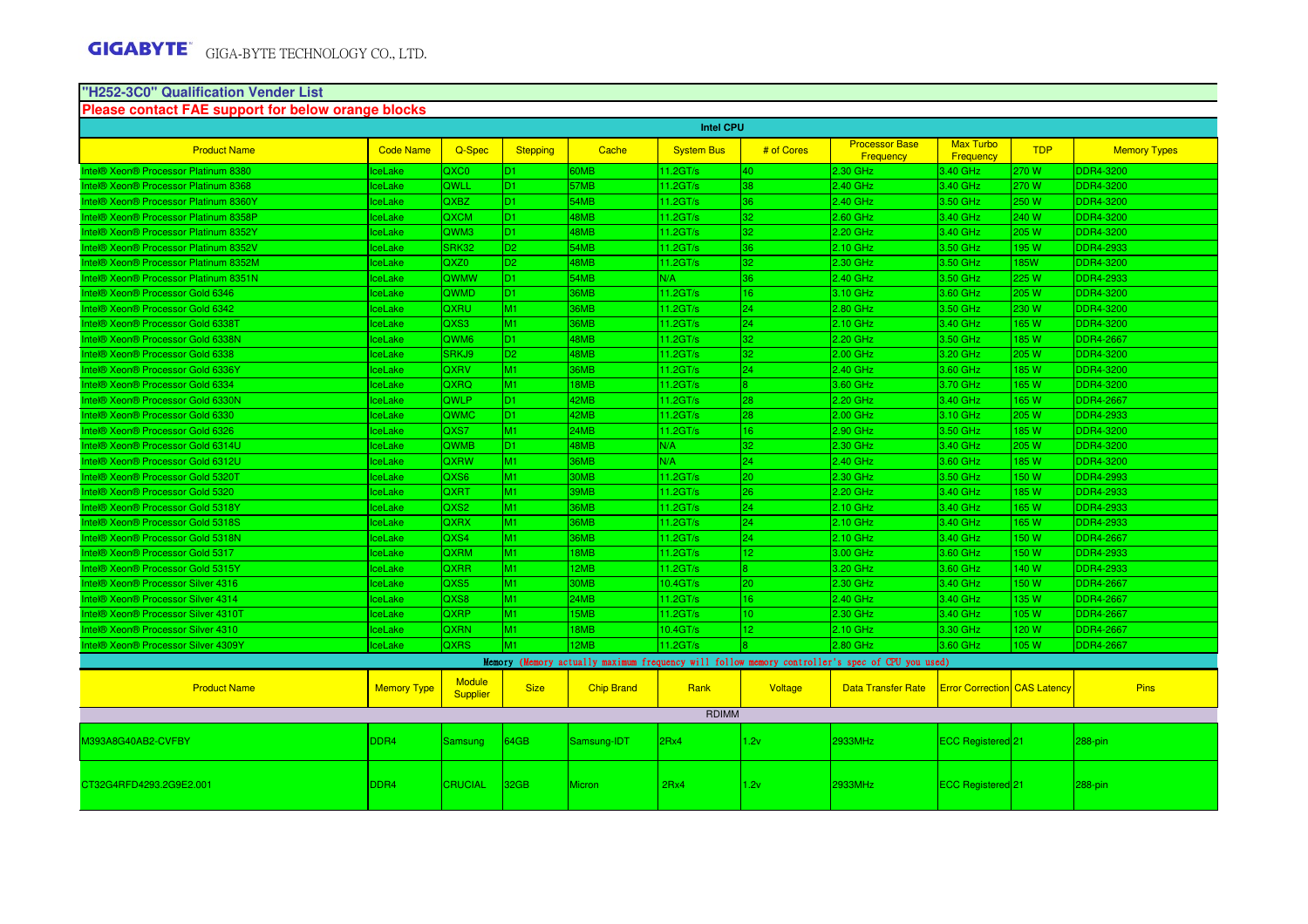**GIGABYTE** GIGA-BYTE TECHNOLOGY CO., LTD.

## "H252-3C0" Qualification Vender List

**Please contact FAE support for below orange blocks**

### Intel CPU

| Product Name | Code Name | Q-Spec | Stepping | Cache | System Bus | # of Cores | Processor Base Frequency | Max Turbo Frequency | TDP | Memory Types |
|---|---|---|---|---|---|---|---|---|---|---|
| Intel® Xeon® Processor Platinum 8380 | IceLake | QXC0 | D1 | 60MB | 11.2GT/s | 40 | 2.30 GHz | 3.40 GHz | 270 W | DDR4-3200 |
| Intel® Xeon® Processor Platinum 8368 | IceLake | QWLL | D1 | 57MB | 11.2GT/s | 38 | 2.40 GHz | 3.40 GHz | 270 W | DDR4-3200 |
| Intel® Xeon® Processor Platinum 8360Y | IceLake | QXBZ | D1 | 54MB | 11.2GT/s | 36 | 2.40 GHz | 3.50 GHz | 250 W | DDR4-3200 |
| Intel® Xeon® Processor Platinum 8358P | IceLake | QXCM | D1 | 48MB | 11.2GT/s | 32 | 2.60 GHz | 3.40 GHz | 240 W | DDR4-3200 |
| Intel® Xeon® Processor Platinum 8352Y | IceLake | QWM3 | D1 | 48MB | 11.2GT/s | 32 | 2.20 GHz | 3.40 GHz | 205 W | DDR4-3200 |
| Intel® Xeon® Processor Platinum 8352V | IceLake | SRK32 | D2 | 54MB | 11.2GT/s | 36 | 2.10 GHz | 3.50 GHz | 195 W | DDR4-2933 |
| Intel® Xeon® Processor Platinum 8352M | IceLake | QXZ0 | D2 | 48MB | 11.2GT/s | 32 | 2.30 GHz | 3.50 GHz | 185W | DDR4-3200 |
| Intel® Xeon® Processor Platinum 8351N | IceLake | QWMW | D1 | 54MB | N/A | 36 | 2.40 GHz | 3.50 GHz | 225 W | DDR4-2933 |
| Intel® Xeon® Processor Gold 6346 | IceLake | QWMD | D1 | 36MB | 11.2GT/s | 16 | 3.10 GHz | 3.60 GHz | 205 W | DDR4-3200 |
| Intel® Xeon® Processor Gold 6342 | IceLake | QXRU | M1 | 36MB | 11.2GT/s | 24 | 2.80 GHz | 3.50 GHz | 230 W | DDR4-3200 |
| Intel® Xeon® Processor Gold 6338T | IceLake | QXS3 | M1 | 36MB | 11.2GT/s | 24 | 2.10 GHz | 3.40 GHz | 165 W | DDR4-3200 |
| Intel® Xeon® Processor Gold 6338N | IceLake | QWM6 | D1 | 48MB | 11.2GT/s | 32 | 2.20 GHz | 3.50 GHz | 185 W | DDR4-2667 |
| Intel® Xeon® Processor Gold 6338 | IceLake | SRKJ9 | D2 | 48MB | 11.2GT/s | 32 | 2.00 GHz | 3.20 GHz | 205 W | DDR4-3200 |
| Intel® Xeon® Processor Gold 6336Y | IceLake | QXRV | M1 | 36MB | 11.2GT/s | 24 | 2.40 GHz | 3.60 GHz | 185 W | DDR4-3200 |
| Intel® Xeon® Processor Gold 6334 | IceLake | QXRQ | M1 | 18MB | 11.2GT/s | 8 | 3.60 GHz | 3.70 GHz | 165 W | DDR4-3200 |
| Intel® Xeon® Processor Gold 6330N | IceLake | QWLP | D1 | 42MB | 11.2GT/s | 28 | 2.20 GHz | 3.40 GHz | 165 W | DDR4-2667 |
| Intel® Xeon® Processor Gold 6330 | IceLake | QWMC | D1 | 42MB | 11.2GT/s | 28 | 2.00 GHz | 3.10 GHz | 205 W | DDR4-2933 |
| Intel® Xeon® Processor Gold 6326 | IceLake | QXS7 | M1 | 24MB | 11.2GT/s | 16 | 2.90 GHz | 3.50 GHz | 185 W | DDR4-3200 |
| Intel® Xeon® Processor Gold 6314U | IceLake | QWMB | D1 | 48MB | N/A | 32 | 2.30 GHz | 3.40 GHz | 205 W | DDR4-3200 |
| Intel® Xeon® Processor Gold 6312U | IceLake | QXRW | M1 | 36MB | N/A | 24 | 2.40 GHz | 3.60 GHz | 185 W | DDR4-3200 |
| Intel® Xeon® Processor Gold 5320T | IceLake | QXS6 | M1 | 30MB | 11.2GT/s | 20 | 2.30 GHz | 3.50 GHz | 150 W | DDR4-2993 |
| Intel® Xeon® Processor Gold 5320 | IceLake | QXRT | M1 | 39MB | 11.2GT/s | 26 | 2.20 GHz | 3.40 GHz | 185 W | DDR4-2933 |
| Intel® Xeon® Processor Gold 5318Y | IceLake | QXS2 | M1 | 36MB | 11.2GT/s | 24 | 2.10 GHz | 3.40 GHz | 165 W | DDR4-2933 |
| Intel® Xeon® Processor Gold 5318S | IceLake | QXRX | M1 | 36MB | 11.2GT/s | 24 | 2.10 GHz | 3.40 GHz | 165 W | DDR4-2933 |
| Intel® Xeon® Processor Gold 5318N | IceLake | QXS4 | M1 | 36MB | 11.2GT/s | 24 | 2.10 GHz | 3.40 GHz | 150 W | DDR4-2667 |
| Intel® Xeon® Processor Gold 5317 | IceLake | QXRM | M1 | 18MB | 11.2GT/s | 12 | 3.00 GHz | 3.60 GHz | 150 W | DDR4-2933 |
| Intel® Xeon® Processor Gold 5315Y | IceLake | QXRR | M1 | 12MB | 11.2GT/s | 8 | 3.20 GHz | 3.60 GHz | 140 W | DDR4-2933 |
| Intel® Xeon® Processor Silver 4316 | IceLake | QXS5 | M1 | 30MB | 10.4GT/s | 20 | 2.30 GHz | 3.40 GHz | 150 W | DDR4-2667 |
| Intel® Xeon® Processor Silver 4314 | IceLake | QXS8 | M1 | 24MB | 11.2GT/s | 16 | 2.40 GHz | 3.40 GHz | 135 W | DDR4-2667 |
| Intel® Xeon® Processor Silver 4310T | IceLake | QXRP | M1 | 15MB | 11.2GT/s | 10 | 2.30 GHz | 3.40 GHz | 105 W | DDR4-2667 |
| Intel® Xeon® Processor Silver 4310 | IceLake | QXRN | M1 | 18MB | 10.4GT/s | 12 | 2.10 GHz | 3.30 GHz | 120 W | DDR4-2667 |
| Intel® Xeon® Processor Silver 4309Y | IceLake | QXRS | M1 | 12MB | 11.2GT/s | 8 | 2.80 GHz | 3.60 GHz | 105 W | DDR4-2667 |

### Memory (Memory actually maximum frequency will follow memory controller's spec of CPU used)

| Product Name | Memory Type | Module Supplier | Size | Chip Brand | Rank | Voltage | Data Transfer Rate | Error Correction | CAS Latency | Pins |
|---|---|---|---|---|---|---|---|---|---|---|
| **RDIMM** | | | | | | | | | | |
| M393A8G40AB2-CVFBY | DDR4 | Samsung | 64GB | Samsung-IDT | 2Rx4 | 1.2v | 2933MHz | ECC Registered | 21 | 288-pin |
| CT32G4RFD4293.2G9E2.001 | DDR4 | CRUCIAL | 32GB | Micron | 2Rx4 | 1.2v | 2933MHz | ECC Registered | 21 | 288-pin |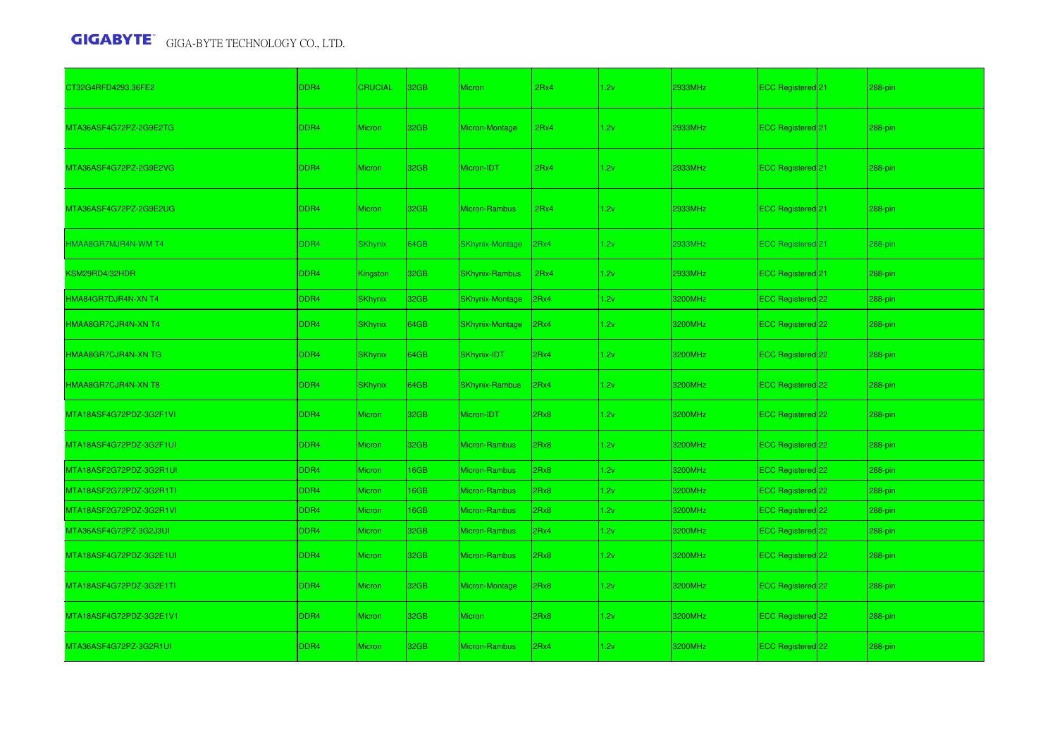| | | | | | | | | | | |
|---|---|---|---|---|---|---|---|---|---|---|
| CT32G4RFD4293.36FE2 | DDR4 | CRUCIAL | 32GB | Micron | 2Rx4 | 1.2v | 2933MHz | ECC Registered | 21 | 288-pin |
| MTA36ASF4G72PZ-2G9E2TG | DDR4 | Micron | 32GB | Micron-Montage | 2Rx4 | 1.2v | 2933MHz | ECC Registered | 21 | 288-pin |
| MTA36ASF4G72PZ-2G9E2VG | DDR4 | Micron | 32GB | Micron-IDT | 2Rx4 | 1.2v | 2933MHz | ECC Registered | 21 | 288-pin |
| MTA36ASF4G72PZ-2G9E2UG | DDR4 | Micron | 32GB | Micron-Rambus | 2Rx4 | 1.2v | 2933MHz | ECC Registered | 21 | 288-pin |
| HMAA8GR7MJR4N-WM T4 | DDR4 | SKhynix | 64GB | SKhynix-Montage | 2Rx4 | 1.2v | 2933MHz | ECC Registered | 21 | 288-pin |
| KSM29RD4/32HDR | DDR4 | Kingston | 32GB | SKhynix-Rambus | 2Rx4 | 1.2v | 2933MHz | ECC Registered | 21 | 288-pin |
| HMA84GR7DJR4N-XN T4 | DDR4 | SKhynix | 32GB | SKhynix-Montage | 2Rx4 | 1.2v | 3200MHz | ECC Registered | 22 | 288-pin |
| HMAA8GR7CJR4N-XN T4 | DDR4 | SKhynix | 64GB | SKhynix-Montage | 2Rx4 | 1.2v | 3200MHz | ECC Registered | 22 | 288-pin |
| HMAA8GR7CJR4N-XN TG | DDR4 | SKhynix | 64GB | SKhynix-IDT | 2Rx4 | 1.2v | 3200MHz | ECC Registered | 22 | 288-pin |
| HMAA8GR7CJR4N-XN T8 | DDR4 | SKhynix | 64GB | SKhynix-Rambus | 2Rx4 | 1.2v | 3200MHz | ECC Registered | 22 | 288-pin |
| MTA18ASF4G72PDZ-3G2F1VI | DDR4 | Micron | 32GB | Micron-IDT | 2Rx8 | 1.2v | 3200MHz | ECC Registered | 22 | 288-pin |
| MTA18ASF4G72PDZ-3G2F1UI | DDR4 | Micron | 32GB | Micron-Rambus | 2Rx8 | 1.2v | 3200MHz | ECC Registered | 22 | 288-pin |
| MTA18ASF2G72PDZ-3G2R1UI | DDR4 | Micron | 16GB | Micron-Rambus | 2Rx8 | 1.2v | 3200MHz | ECC Registered | 22 | 288-pin |
| MTA18ASF2G72PDZ-3G2R1TI | DDR4 | Micron | 16GB | Micron-Rambus | 2Rx8 | 1.2v | 3200MHz | ECC Registered | 22 | 288-pin |
| MTA18ASF2G72PDZ-3G2R1VI | DDR4 | Micron | 16GB | Micron-Rambus | 2Rx8 | 1.2v | 3200MHz | ECC Registered | 22 | 288-pin |
| MTA36ASF4G72PZ-3G2J3UI | DDR4 | Micron | 32GB | Micron-Rambus | 2Rx4 | 1.2v | 3200MHz | ECC Registered | 22 | 288-pin |
| MTA18ASF4G72PDZ-3G2E1UI | DDR4 | Micron | 32GB | Micron-Rambus | 2Rx8 | 1.2v | 3200MHz | ECC Registered | 22 | 288-pin |
| MTA18ASF4G72PDZ-3G2E1TI | DDR4 | Micron | 32GB | Micron-Montage | 2Rx8 | 1.2v | 3200MHz | ECC Registered | 22 | 288-pin |
| MTA18ASF4G72PDZ-3G2E1V1 | DDR4 | Micron | 32GB | Micron | 2Rx8 | 1.2v | 3200MHz | ECC Registered | 22 | 288-pin |
| MTA36ASF4G72PZ-3G2R1UI | DDR4 | Micron | 32GB | Micron-Rambus | 2Rx4 | 1.2v | 3200MHz | ECC Registered | 22 | 288-pin |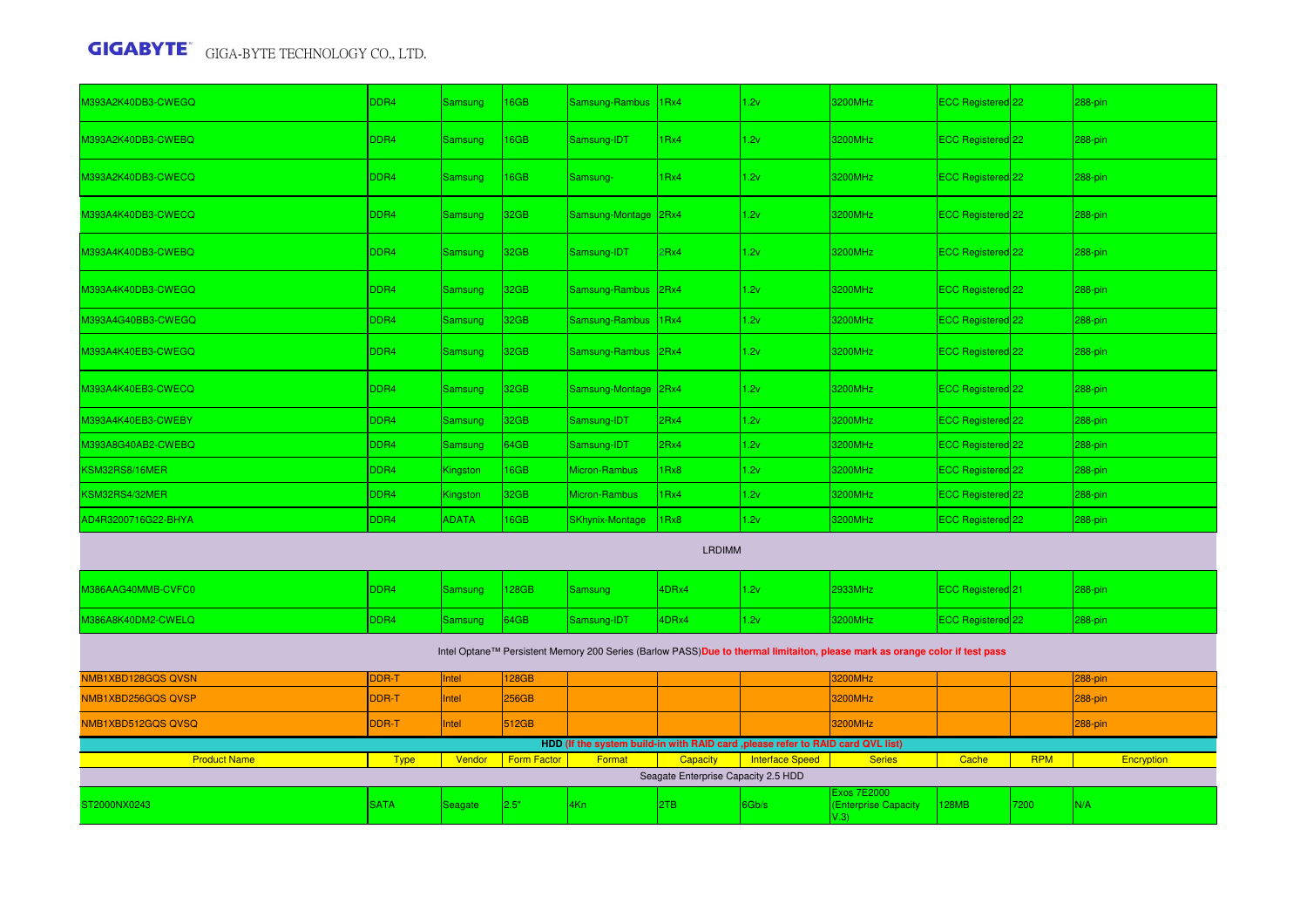| | | | | | | | | | | |
|---|---|---|---|---|---|---|---|---|---|---|
| M393A2K40DB3-CWEGQ | DDR4 | Samsung | 16GB | Samsung-Rambus | 1Rx4 | 1.2v | 3200MHz | ECC Registered | 22 | 288-pin |
| M393A2K40DB3-CWEBQ | DDR4 | Samsung | 16GB | Samsung-IDT | 1Rx4 | 1.2v | 3200MHz | ECC Registered | 22 | 288-pin |
| M393A2K40DB3-CWECQ | DDR4 | Samsung | 16GB | Samsung- | 1Rx4 | 1.2v | 3200MHz | ECC Registered | 22 | 288-pin |
| M393A4K40DB3-CWECQ | DDR4 | Samsung | 32GB | Samsung-Montage | 2Rx4 | 1.2v | 3200MHz | ECC Registered | 22 | 288-pin |
| M393A4K40DB3-CWEBQ | DDR4 | Samsung | 32GB | Samsung-IDT | 2Rx4 | 1.2v | 3200MHz | ECC Registered | 22 | 288-pin |
| M393A4K40DB3-CWEGQ | DDR4 | Samsung | 32GB | Samsung-Rambus | 2Rx4 | 1.2v | 3200MHz | ECC Registered | 22 | 288-pin |
| M393A4G40BB3-CWEGQ | DDR4 | Samsung | 32GB | Samsung-Rambus | 1Rx4 | 1.2v | 3200MHz | ECC Registered | 22 | 288-pin |
| M393A4K40EB3-CWEGQ | DDR4 | Samsung | 32GB | Samsung-Rambus | 2Rx4 | 1.2v | 3200MHz | ECC Registered | 22 | 288-pin |
| M393A4K40EB3-CWECQ | DDR4 | Samsung | 32GB | Samsung-Montage | 2Rx4 | 1.2v | 3200MHz | ECC Registered | 22 | 288-pin |
| M393A4K40EB3-CWEBY | DDR4 | Samsung | 32GB | Samsung-IDT | 2Rx4 | 1.2v | 3200MHz | ECC Registered | 22 | 288-pin |
| M393A8G40AB2-CWEBQ | DDR4 | Samsung | 64GB | Samsung-IDT | 2Rx4 | 1.2v | 3200MHz | ECC Registered | 22 | 288-pin |
| KSM32RS8/16MER | DDR4 | Kingston | 16GB | Micron-Rambus | 1Rx8 | 1.2v | 3200MHz | ECC Registered | 22 | 288-pin |
| KSM32RS4/32MER | DDR4 | Kingston | 32GB | Micron-Rambus | 1Rx4 | 1.2v | 3200MHz | ECC Registered | 22 | 288-pin |
| AD4R3200716G22-BHYA | DDR4 | ADATA | 16GB | SKhynix-Montage | 1Rx8 | 1.2v | 3200MHz | ECC Registered | 22 | 288-pin |
| LRDIMM | | | | | | | | | | |
| M386AAG40MMB-CVFC0 | DDR4 | Samsung | 128GB | Samsung | 4DRx4 | 1.2v | 2933MHz | ECC Registered | 21 | 288-pin |
| M386A8K40DM2-CWELQ | DDR4 | Samsung | 64GB | Samsung-IDT | 4DRx4 | 1.2v | 3200MHz | ECC Registered | 22 | 288-pin |
| Intel Optane™ Persistent Memory 200 Series (Barlow PASS) **Due to thermal limitaiton, please mark as orange color if test pass** | | | | | | | | | | |
| NMB1XBD128GQS QVSN | DDR-T | Intel | 128GB | | | | 3200MHz | | | 288-pin |
| NMB1XBD256GQS QVSP | DDR-T | Intel | 256GB | | | | 3200MHz | | | 288-pin |
| NMB1XBD512GQS QVSQ | DDR-T | Intel | 512GB | | | | 3200MHz | | | 288-pin |

**HDD (If the system build-in with RAID card ,please refer to RAID card QVL list)**

| Product Name | Type | Vendor | Form Factor | Format | Capacity | Interface Speed | Series | Cache | RPM | Encryption |
|---|---|---|---|---|---|---|---|---|---|---|
| Seagate Enterprise Capacity 2.5 HDD | | | | | | | | | | |
| ST2000NX0243 | SATA | Seagate | 2.5" | 4Kn | 2TB | 6Gb/s | Exos 7E2000 (Enterprise Capacity V.3) | 128MB | 7200 | N/A |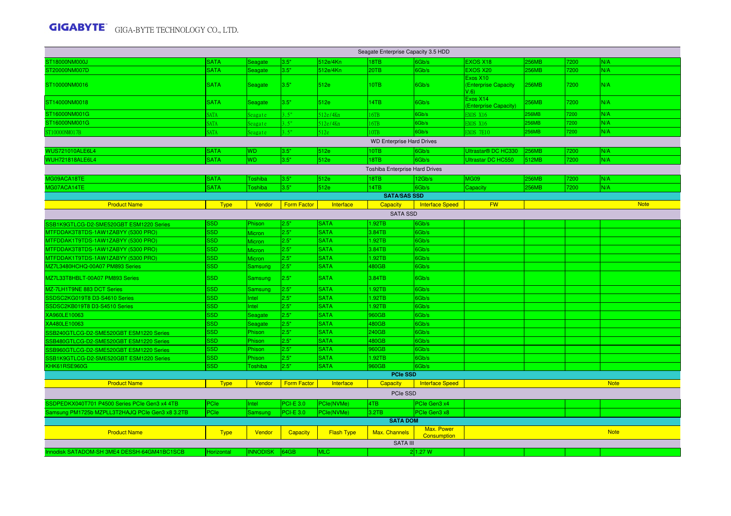| Seagate Enterprise Capacity 3.5 HDD | | | | | | | | | | |
|---|---|---|---|---|---|---|---|---|---|---|
| ST18000NM000J | SATA | Seagate | 3.5" | 512e/4Kn | 18TB | 6Gb/s | EXOS X18 | 256MB | 7200 | N/A |
| ST20000NM007D | SATA | Seagate | 3.5" | 512e/4Kn | 20TB | 6Gb/s | EXOS X20 | 256MB | 7200 | N/A |
| ST10000NM0016 | SATA | Seagate | 3.5" | 512e | 10TB | 6Gb/s | Exos X10 (Enterprise Capacity V.6) | 256MB | 7200 | N/A |
| ST14000NM0018 | SATA | Seagate | 3.5" | 512e | 14TB | 6Gb/s | Exos X14 (Enterprise Capacity) | 256MB | 7200 | N/A |
| ST16000NM001G | SATA | Seagate | 3.5" | 512e/4Kn | 16TB | 6Gb/s | EXOS X16 | 256MB | 7200 | N/A |
| ST16000NM001G | SATA | Seagate | 3.5" | 512e/4Kn | 16TB | 6Gb/s | EXOS X16 | 256MB | 7200 | N/A |
| ST10000NM017B | SATA | Seagate | 3.5" | 512e | 10TB | 6Gb/s | EXOS 7E10 | 256MB | 7200 | N/A |
| WD Enterprise Hard Drives | | | | | | | | | | |
| WUS721010ALE6L4 | SATA | WD | 3.5" | 512e | 10TB | 6Gb/s | Ultrastar® DC HC330 | 256MB | 7200 | N/A |
| WUH721818ALE6L4 | SATA | WD | 3.5" | 512e | 18TB | 6Gb/s | Ultrastar DC HC550 | 512MB | 7200 | N/A |
| Toshiba Enterprise Hard Drives | | | | | | | | | | |
| MG09ACA18TE | SATA | Toshiba | 3.5" | 512e | 18TB | 12Gb/s | MG09 | 256MB | 7200 | N/A |
| MG07ACA14TE | SATA | Toshiba | 3.5" | 512e | 14TB | 6Gb/s | Capacity | 256MB | 7200 | N/A |

| **SATA/SAS SSD** | | | | | | | | | | |
|---|---|---|---|---|---|---|---|---|---|---|
| Product Name | Type | Vendor | Form Factor | Interface | Capacity | Interface Speed | FW | | | Note |
| SATA SSD | | | | | | | | | | |
| SSB1K9GTLCG-D2-SME520GBT ESM1220 Series | SSD | Phison | 2.5" | SATA | 1.92TB | 6Gb/s | | | | |
| MTFDDAK3T8TDS-1AW1ZABYY (5300 PRO) | SSD | Micron | 2.5" | SATA | 3.84TB | 6Gb/s | | | | |
| MTFDDAK1T9TDS-1AW1ZABYY (5300 PRO) | SSD | Micron | 2.5" | SATA | 1.92TB | 6Gb/s | | | | |
| MTFDDAK3T8TDS-1AW1ZABYY (5300 PRO) | SSD | Micron | 2.5" | SATA | 3.84TB | 6Gb/s | | | | |
| MTFDDAK1T9TDS-1AW1ZABYY (5300 PRO) | SSD | Micron | 2.5" | SATA | 1.92TB | 6Gb/s | | | | |
| MZ7L3480HCHQ-00A07 PM893 Series | SSD | Samsung | 2.5" | SATA | 480GB | 6Gb/s | | | | |
| MZ7L33T8HBLT-00A07 PM893 Series | SSD | Samsung | 2.5" | SATA | 3.84TB | 6Gb/s | | | | |
| MZ-7LH1T9NE 883 DCT Series | SSD | Samsung | 2.5" | SATA | 1.92TB | 6Gb/s | | | | |
| SSDSC2KG019T8 D3-S4610 Series | SSD | Intel | 2.5" | SATA | 1.92TB | 6Gb/s | | | | |
| SSDSC2KB019T8 D3-S4510 Series | SSD | Intel | 2.5" | SATA | 1.92TB | 6Gb/s | | | | |
| XA960LE10063 | SSD | Seagate | 2.5" | SATA | 960GB | 6Gb/s | | | | |
| XA480LE10063 | SSD | Seagate | 2.5" | SATA | 480GB | 6Gb/s | | | | |
| SSB240GTLCG-D2-SME520GBT ESM1220 Series | SSD | Phison | 2.5" | SATA | 240GB | 6Gb/s | | | | |
| SSB480GTLCG-D2-SME520GBT ESM1220 Series | SSD | Phison | 2.5" | SATA | 480GB | 6Gb/s | | | | |
| SSB960GTLCG-D2-SME520GBT ESM1220 Series | SSD | Phison | 2.5" | SATA | 960GB | 6Gb/s | | | | |
| SSB1K9GTLCG-D2-SME520GBT ESM1220 Series | SSD | Phison | 2.5" | SATA | 1.92TB | 6Gb/s | | | | |
| KHK61RSE960G | SSD | Toshiba | 2.5" | SATA | 960GB | 6Gb/s | | | | |

| **PCIe SSD** | | | | | | | | | | |
|---|---|---|---|---|---|---|---|---|---|---|
| Product Name | Type | Vendor | Form Factor | Interface | Capacity | Interface Speed | Note | | | |
| PCIe SSD | | | | | | | | | | |
| SSDPEDKX040T701 P4500 Series PCIe Gen3 x4 4TB | PCIe | Intel | PCI-E 3.0 | PCIe(NVMe) | 4TB | PCIe Gen3 x4 | | | | |
| Samsung PM1725b MZPLL3T2HAJQ PCIe Gen3 x8 3.2TB | PCIe | Samsung | PCI-E 3.0 | PCIe(NVMe) | 3.2TB | PCIe Gen3 x8 | | | | |

| **SATA DOM** | | | | | | | | | | |
|---|---|---|---|---|---|---|---|---|---|---|
| Product Name | Type | Vendor | Capacity | Flash Type | Max. Channels | Max. Power Consumption | Note | | | |
| SATA III | | | | | | | | | | |
| Innodisk SATADOM-SH 3ME4 DESSH-64GM41BC1SCB | Horizontal | INNODISK | 64GB | MLC | 2 | 1.27 W | | | | |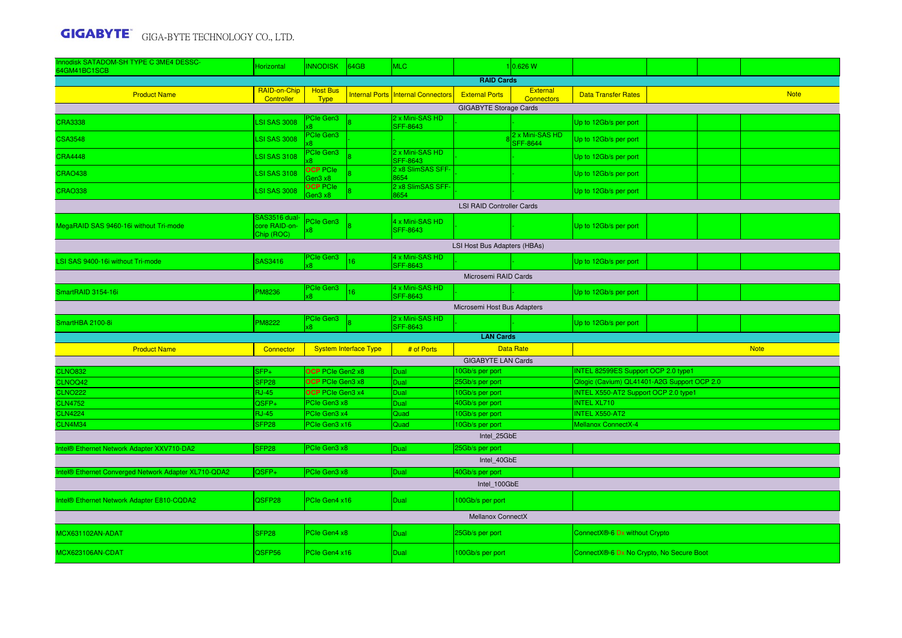| Innodisk SATADOM-SH TYPE C 3ME4 DESSC-64GM41BC1SCB | Horizontal | INNODISK | 64GB | MLC | 1 | 0.626 W | | | | |
|---|---|---|---|---|---|---|---|---|---|---|

**RAID Cards**

| Product Name | RAID-on-Chip Controller | Host Bus Type | Internal Ports | Internal Connectors | External Ports | External Connectors | Data Transfer Rates | Note |
|---|---|---|---|---|---|---|---|---|
| **GIGABYTE Storage Cards** | | | | | | | | |
| CRA3338 | LSI SAS 3008 | PCIe Gen3 x8 | 8 | 2 x Mini-SAS HD SFF-8643 | - | - | Up to 12Gb/s per port | |
| CSA3548 | LSI SAS 3008 | PCIe Gen3 x8 | - | - | 8 | 2 x Mini-SAS HD SFF-8644 | Up to 12Gb/s per port | |
| CRA4448 | LSI SAS 3108 | PCIe Gen3 x8 | 8 | 2 x Mini-SAS HD SFF-8643 | - | - | Up to 12Gb/s per port | |
| CRAO438 | LSI SAS 3108 | OCP PCIe Gen3 x8 | 8 | 2 x8 SlimSAS SFF-8654 | - | - | Up to 12Gb/s per port | |
| CRAO338 | LSI SAS 3008 | OCP PCIe Gen3 x8 | 8 | 2 x8 SlimSAS SFF-8654 | - | - | Up to 12Gb/s per port | |
| **LSI RAID Controller Cards** | | | | | | | | |
| MegaRAID SAS 9460-16i without Tri-mode | SAS3516 dual-core RAID-on-Chip (ROC) | PCIe Gen3 x8 | 8 | 4 x Mini-SAS HD SFF-8643 | - | - | Up to 12Gb/s per port | |
| **LSI Host Bus Adapters (HBAs)** | | | | | | | | |
| LSI SAS 9400-16i without Tri-mode | SAS3416 | PCIe Gen3 x8 | 16 | 4 x Mini-SAS HD SFF-8643 | - | - | Up to 12Gb/s per port | |
| **Microsemi RAID Cards** | | | | | | | | |
| SmartRAID 3154-16i | PM8236 | PCIe Gen3 x8 | 16 | 4 x Mini-SAS HD SFF-8643 | - | - | Up to 12Gb/s per port | |
| **Microsemi Host Bus Adapters** | | | | | | | | |
| SmartHBA 2100-8i | PM8222 | PCIe Gen3 x8 | 8 | 2 x Mini-SAS HD SFF-8643 | - | - | Up to 12Gb/s per port | |

**LAN Cards**

| Product Name | Connector | System Interface Type | # of Ports | Data Rate | Note |
|---|---|---|---|---|---|
| **GIGABYTE LAN Cards** | | | | | |
| CLNO832 | SFP+ | OCP PCIe Gen2 x8 | Dual | 10Gb/s per port | INTEL 82599ES Support OCP 2.0 type1 |
| CLNOQ42 | SFP28 | OCP PCIe Gen3 x8 | Dual | 25Gb/s per port | Qlogic (Cavium) QL41401-A2G Support OCP 2.0 |
| CLNO222 | RJ-45 | OCP PCIe Gen3 x4 | Dual | 10Gb/s per port | INTEL X550-AT2 Support OCP 2.0 type1 |
| CLN4752 | QSFP+ | PCIe Gen3 x8 | Dual | 40Gb/s per port | INTEL XL710 |
| CLN4224 | RJ-45 | PCIe Gen3 x4 | Quad | 10Gb/s per port | INTEL X550-AT2 |
| CLN4M34 | SFP28 | PCIe Gen3 x16 | Quad | 10Gb/s per port | Mellanox ConnectX-4 |
| **Intel_25GbE** | | | | | |
| Intel® Ethernet Network Adapter XXV710-DA2 | SFP28 | PCIe Gen3 x8 | Dual | 25Gb/s per port | |
| **Intel_40GbE** | | | | | |
| Intel® Ethernet Converged Network Adapter XL710-QDA2 | QSFP+ | PCIe Gen3 x8 | Dual | 40Gb/s per port | |
| **Intel_100GbE** | | | | | |
| Intel® Ethernet Network Adapter E810-CQDA2 | QSFP28 | PCIe Gen4 x16 | Dual | 100Gb/s per port | |
| **Mellanox ConnectX** | | | | | |
| MCX631102AN-ADAT | SFP28 | PCIe Gen4 x8 | Dual | 25Gb/s per port | ConnectX®-6 Dx without Crypto |
| MCX623106AN-CDAT | QSFP56 | PCIe Gen4 x16 | Dual | 100Gb/s per port | ConnectX®-6 Dx No Crypto, No Secure Boot |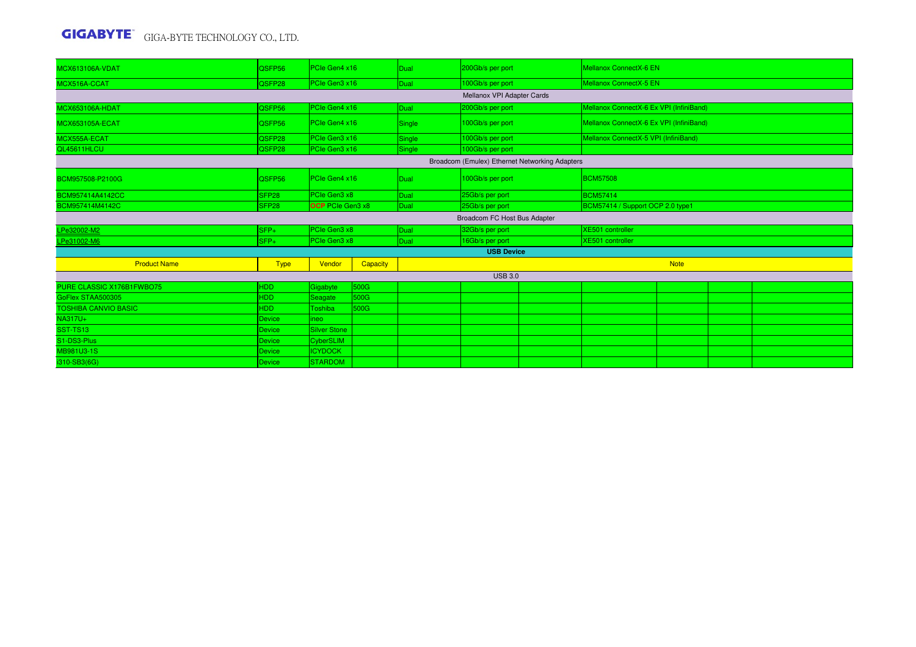| | | | | | | | | | |
|---|---|---|---|---|---|---|---|---|---|
| MCX613106A-VDAT | QSFP56 | PCIe Gen4 x16 | | Dual | 200Gb/s per port | | Mellanox ConnectX-6 EN | | |
| MCX516A-CCAT | QSFP28 | PCIe Gen3 x16 | | Dual | 100Gb/s per port | | Mellanox ConnectX-5 EN | | |
| Mellanox VPI Adapter Cards | | | | | | | | | |
| MCX653106A-HDAT | QSFP56 | PCIe Gen4 x16 | | Dual | 200Gb/s per port | | Mellanox ConnectX-6 Ex VPI (InfiniBand) | | |
| MCX653105A-ECAT | QSFP56 | PCIe Gen4 x16 | | Single | 100Gb/s per port | | Mellanox ConnectX-6 Ex VPI (InfiniBand) | | |
| MCX555A-ECAT | QSFP28 | PCIe Gen3 x16 | | Single | 100Gb/s per port | | Mellanox ConnectX-5 VPI (InfiniBand) | | |
| QL45611HLCU | QSFP28 | PCIe Gen3 x16 | | Single | 100Gb/s per port | | | | |
| Broadcom (Emulex) Ethernet Networking Adapters | | | | | | | | | |
| BCM957508-P2100G | QSFP56 | PCIe Gen4 x16 | | Dual | 100Gb/s per port | | BCM57508 | | |
| BCM957414A4142CC | SFP28 | PCIe Gen3 x8 | | Dual | 25Gb/s per port | | BCM57414 | | |
| BCM957414M4142C | SFP28 | OCP PCIe Gen3 x8 | | Dual | 25Gb/s per port | | BCM57414 / Support OCP 2.0 type1 | | |
| Broadcom FC Host Bus Adapter | | | | | | | | | |
| LPe32002-M2 | SFP+ | PCIe Gen3 x8 | | Dual | 32Gb/s per port | | XE501 controller | | |
| LPe31002-M6 | SFP+ | PCIe Gen3 x8 | | Dual | 16Gb/s per port | | XE501 controller | | |
| **USB Device** | | | | | | | | | |
| Product Name | Type | Vendor | Capacity | Note | | | | | |
| USB 3.0 | | | | | | | | | |
| PURE CLASSIC X176B1FWBO75 | HDD | Gigabyte | 500G | | | | | | |
| GoFlex STAA500305 | HDD | Seagate | 500G | | | | | | |
| TOSHIBA CANVIO BASIC | HDD | Toshiba | 500G | | | | | | |
| NA317U+ | Device | ineo | | | | | | | |
| SST-TS13 | Device | Silver Stone | | | | | | | |
| S1-DS3-Plus | Device | CyberSLIM | | | | | | | |
| MB981U3-1S | Device | ICYDOCK | | | | | | | |
| i310-SB3(6G) | Device | STARDOM | | | | | | | |